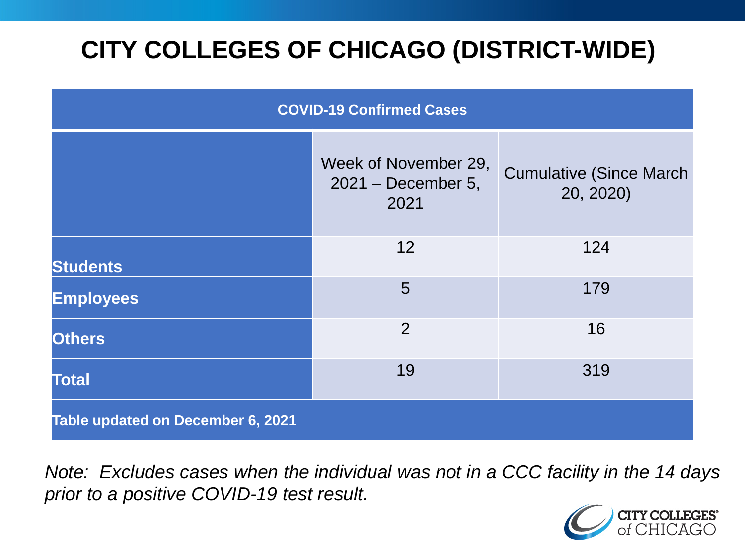# CITY COLLEGES OF CHICAGO (DISTRICT-WIDE)

| COVID-19 Confirmed Cases | | |
|---|---|---|
| | Week of November 29, 2021 – December 5, 2021 | Cumulative (Since March 20, 2020) |
| **Students** | 12 | 124 |
| **Employees** | 5 | 179 |
| **Others** | 2 | 16 |
| **Total** | 19 | 319 |
| **Table updated on December 6, 2021** | | |

*Note: Excludes cases when the individual was not in a CCC facility in the 14 days prior to a positive COVID-19 test result.*

CITY COLLEGES of CHICAGO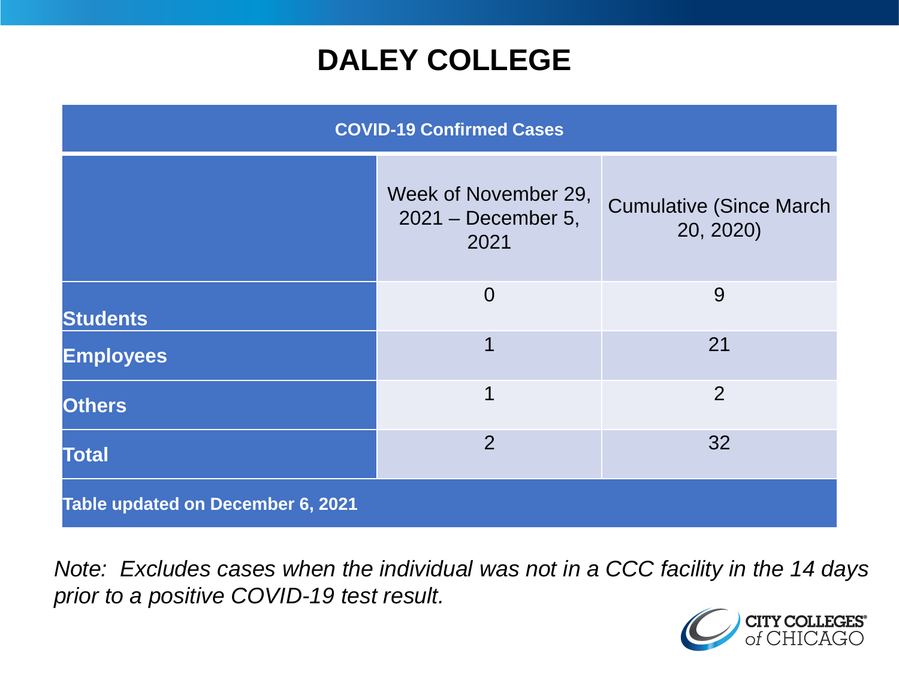# DALEY COLLEGE

| COVID-19 Confirmed Cases | | |
|---|---|---|
| | Week of November 29, 2021 – December 5, 2021 | Cumulative (Since March 20, 2020) |
| **Students** | 0 | 9 |
| **Employees** | 1 | 21 |
| **Others** | 1 | 2 |
| **Total** | 2 | 32 |
| **Table updated on December 6, 2021** | | |

*Note: Excludes cases when the individual was not in a CCC facility in the 14 days prior to a positive COVID-19 test result.*

CITY COLLEGES of CHICAGO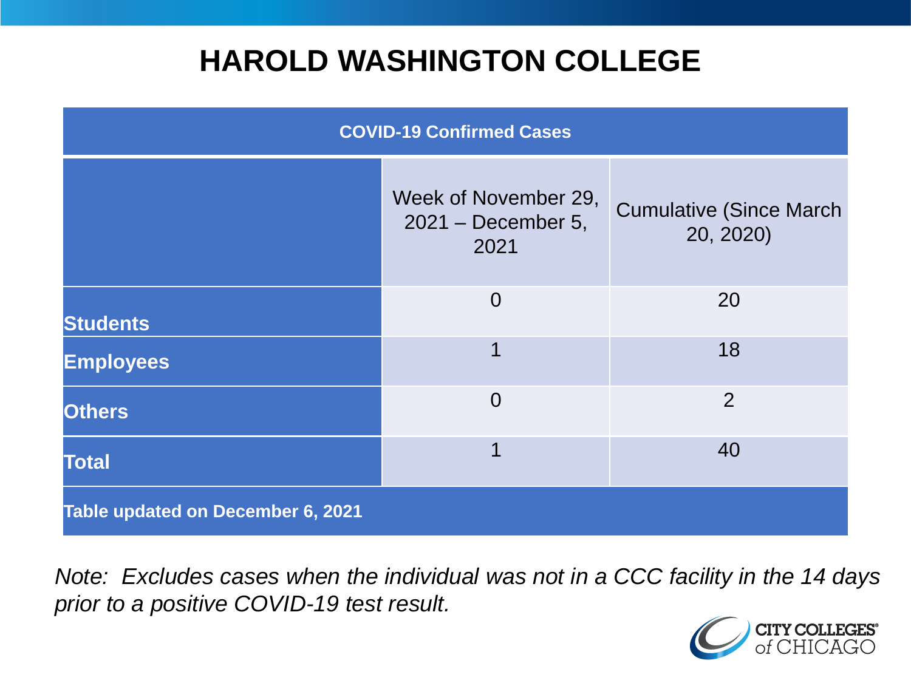# HAROLD WASHINGTON COLLEGE

| COVID-19 Confirmed Cases | | |
|---|---|---|
| | Week of November 29, 2021 – December 5, 2021 | Cumulative (Since March 20, 2020) |
| **Students** | 0 | 20 |
| **Employees** | 1 | 18 |
| **Others** | 0 | 2 |
| **Total** | 1 | 40 |
| **Table updated on December 6, 2021** | | |

*Note: Excludes cases when the individual was not in a CCC facility in the 14 days prior to a positive COVID-19 test result.*

CITY COLLEGES of CHICAGO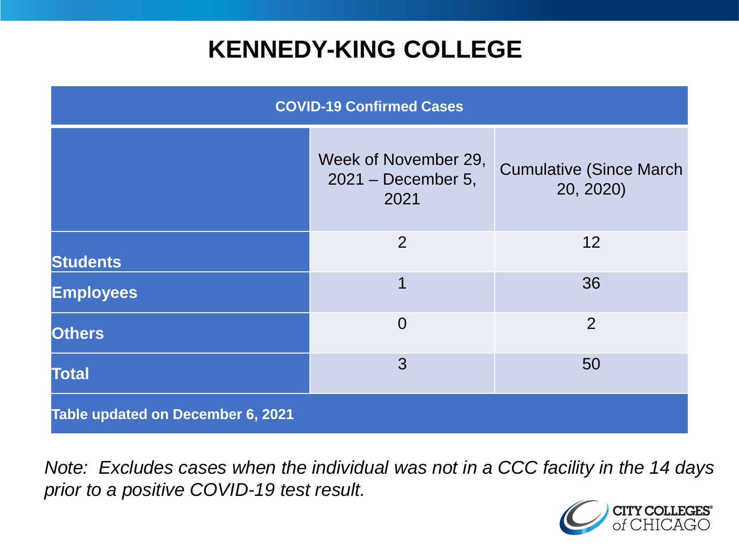# KENNEDY-KING COLLEGE

| COVID-19 Confirmed Cases | | |
|---|---|---|
| | Week of November 29, 2021 – December 5, 2021 | Cumulative (Since March 20, 2020) |
| **Students** | 2 | 12 |
| **Employees** | 1 | 36 |
| **Others** | 0 | 2 |
| **Total** | 3 | 50 |
| **Table updated on December 6, 2021** | | |

*Note: Excludes cases when the individual was not in a CCC facility in the 14 days prior to a positive COVID-19 test result.*

CITY COLLEGES of CHICAGO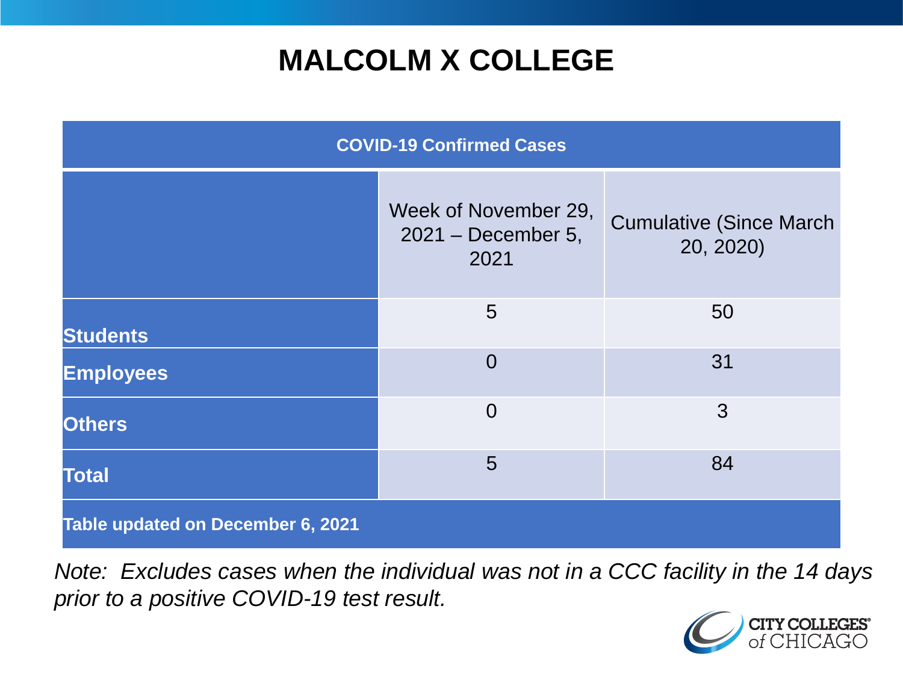# MALCOLM X COLLEGE

| COVID-19 Confirmed Cases | | |
|---|---|---|
| | Week of November 29, 2021 – December 5, 2021 | Cumulative (Since March 20, 2020) |
| **Students** | 5 | 50 |
| **Employees** | 0 | 31 |
| **Others** | 0 | 3 |
| **Total** | 5 | 84 |
| **Table updated on December 6, 2021** | | |

*Note: Excludes cases when the individual was not in a CCC facility in the 14 days prior to a positive COVID-19 test result.*

CITY COLLEGES of CHICAGO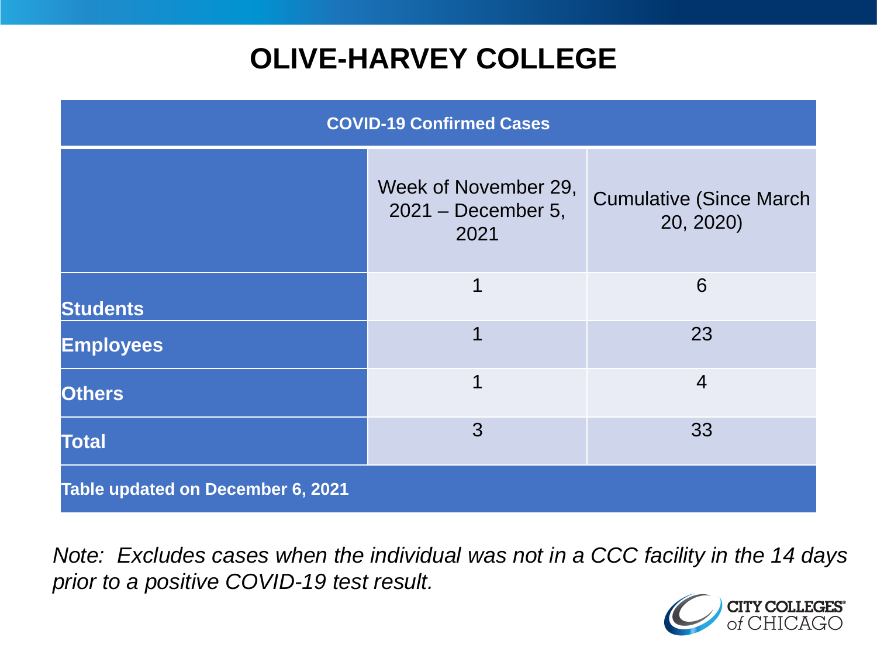# OLIVE-HARVEY COLLEGE

| COVID-19 Confirmed Cases | | |
|---|---|---|
| | Week of November 29, 2021 – December 5, 2021 | Cumulative (Since March 20, 2020) |
| **Students** | 1 | 6 |
| **Employees** | 1 | 23 |
| **Others** | 1 | 4 |
| **Total** | 3 | 33 |
| **Table updated on December 6, 2021** | | |

*Note: Excludes cases when the individual was not in a CCC facility in the 14 days prior to a positive COVID-19 test result.*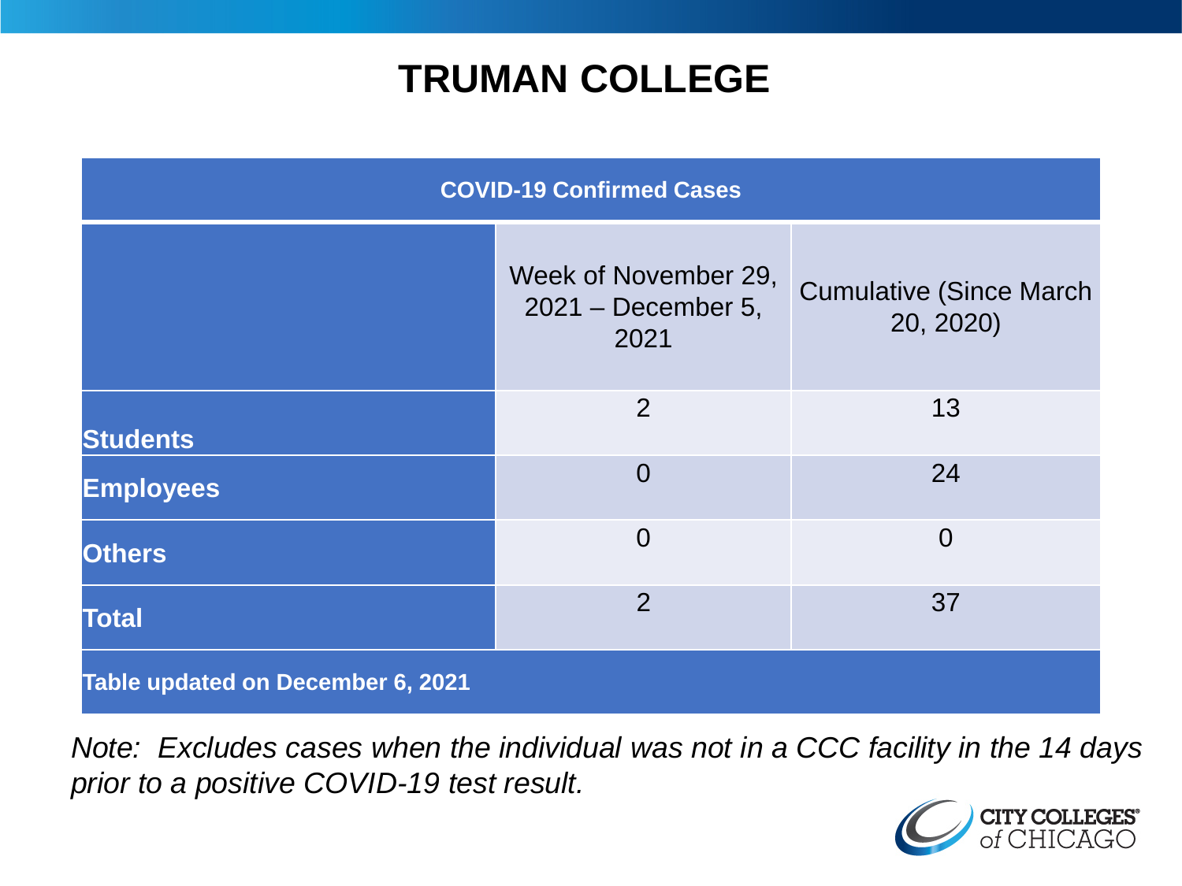# TRUMAN COLLEGE

| COVID-19 Confirmed Cases | | |
|---|---|---|
| | Week of November 29, 2021 – December 5, 2021 | Cumulative (Since March 20, 2020) |
| **Students** | 2 | 13 |
| **Employees** | 0 | 24 |
| **Others** | 0 | 0 |
| **Total** | 2 | 37 |

**Table updated on December 6, 2021**

*Note: Excludes cases when the individual was not in a CCC facility in the 14 days prior to a positive COVID-19 test result.*

CITY COLLEGES of CHICAGO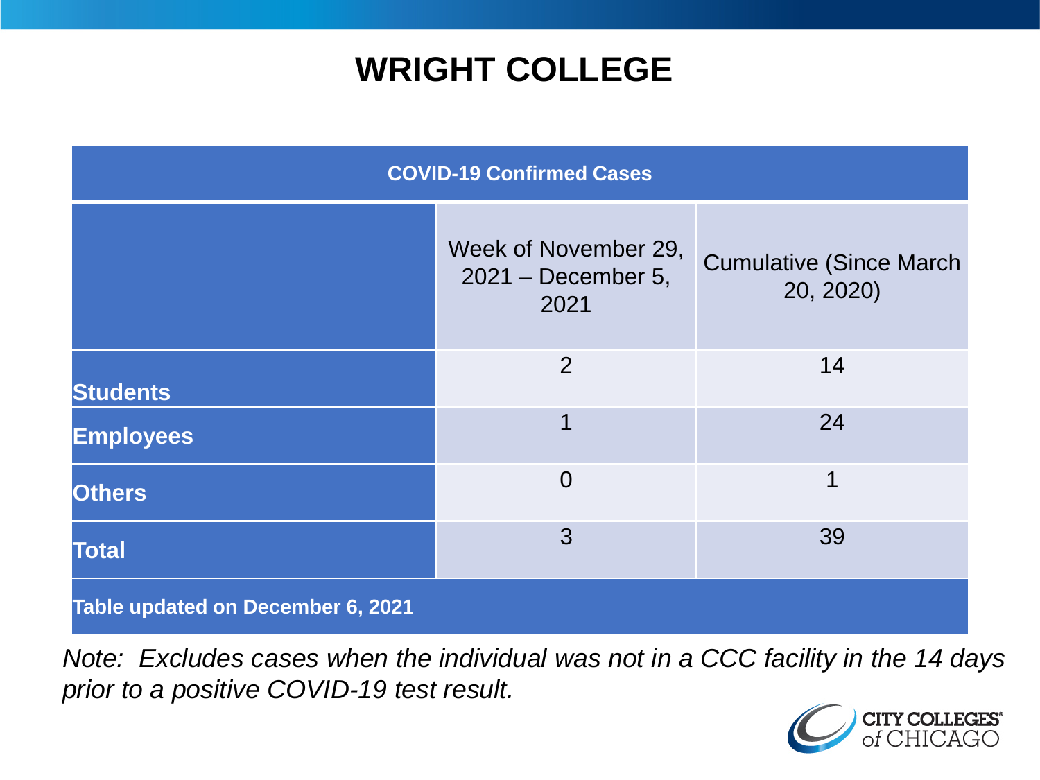# WRIGHT COLLEGE

| COVID-19 Confirmed Cases | | |
|---|---|---|
| | Week of November 29, 2021 – December 5, 2021 | Cumulative (Since March 20, 2020) |
| **Students** | 2 | 14 |
| **Employees** | 1 | 24 |
| **Others** | 0 | 1 |
| **Total** | 3 | 39 |
| **Table updated on December 6, 2021** | | |

*Note: Excludes cases when the individual was not in a CCC facility in the 14 days prior to a positive COVID-19 test result.*

CITY COLLEGES of CHICAGO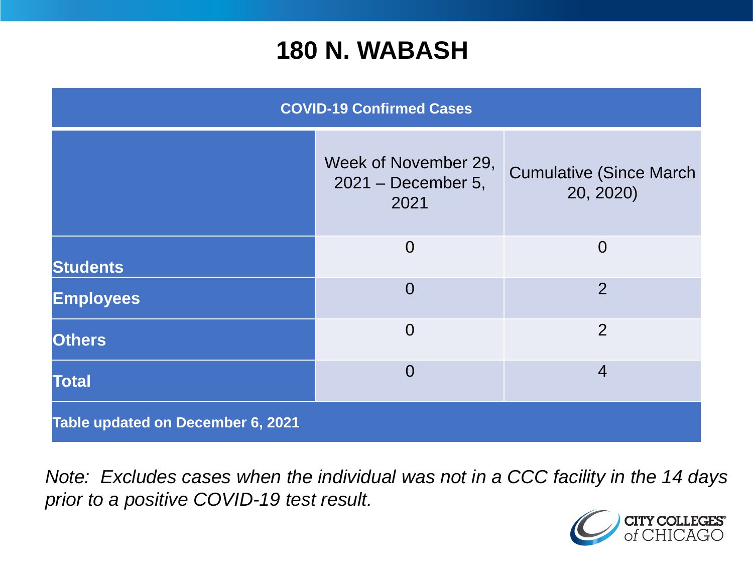# 180 N. WABASH

| COVID-19 Confirmed Cases | | |
|---|---|---|
| | Week of November 29, 2021 – December 5, 2021 | Cumulative (Since March 20, 2020) |
| **Students** | 0 | 0 |
| **Employees** | 0 | 2 |
| **Others** | 0 | 2 |
| **Total** | 0 | 4 |
| **Table updated on December 6, 2021** | | |

*Note: Excludes cases when the individual was not in a CCC facility in the 14 days prior to a positive COVID-19 test result.*

CITY COLLEGES of CHICAGO